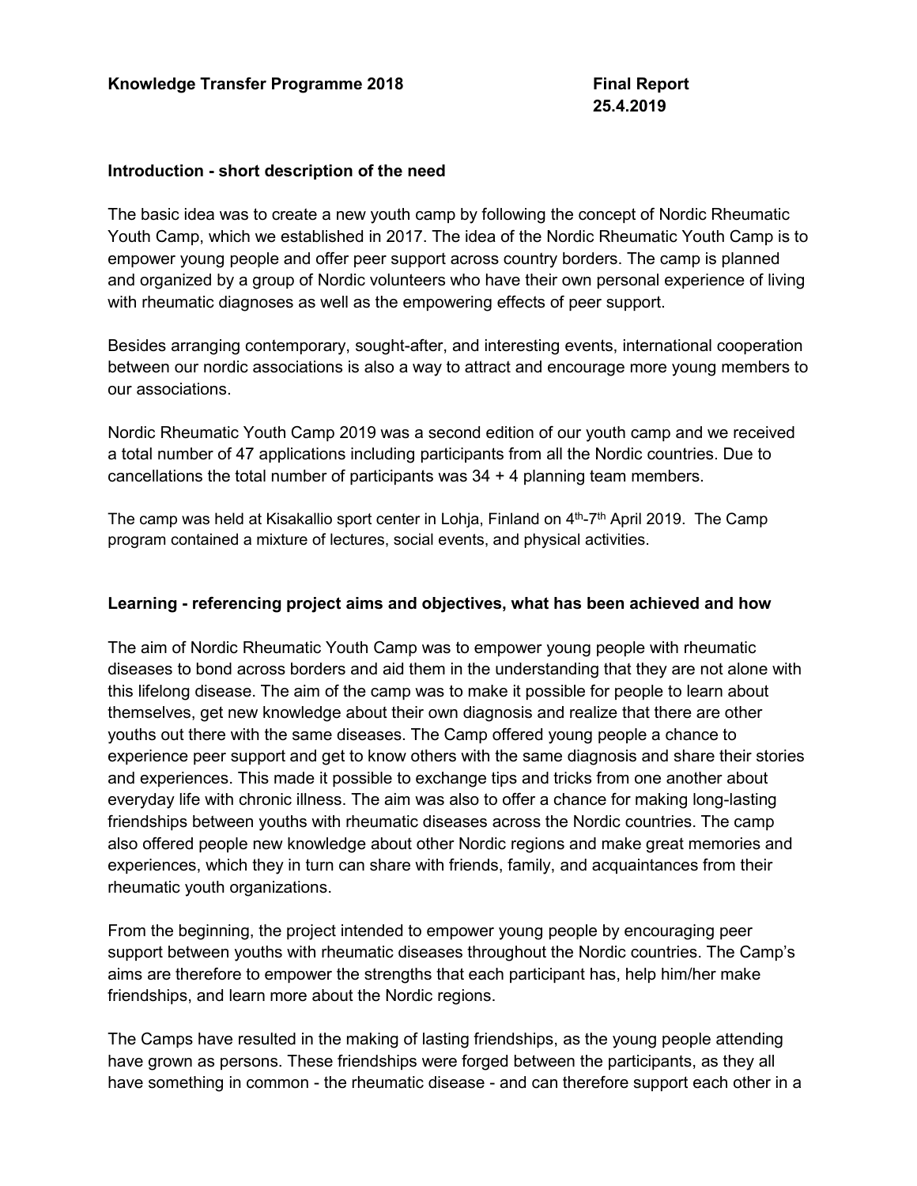**Knowledge Transfer Programme 2018** **Final Report 25.4.2019**

## Introduction - short description of the need

The basic idea was to create a new youth camp by following the concept of Nordic Rheumatic Youth Camp, which we established in 2017. The idea of the Nordic Rheumatic Youth Camp is to empower young people and offer peer support across country borders. The camp is planned and organized by a group of Nordic volunteers who have their own personal experience of living with rheumatic diagnoses as well as the empowering effects of peer support.

Besides arranging contemporary, sought-after, and interesting events, international cooperation between our nordic associations is also a way to attract and encourage more young members to our associations.

Nordic Rheumatic Youth Camp 2019 was a second edition of our youth camp and we received a total number of 47 applications including participants from all the Nordic countries. Due to cancellations the total number of participants was 34 + 4 planning team members.

The camp was held at Kisakallio sport center in Lohja, Finland on 4th-7th April 2019. The Camp program contained a mixture of lectures, social events, and physical activities.

## Learning - referencing project aims and objectives, what has been achieved and how

The aim of Nordic Rheumatic Youth Camp was to empower young people with rheumatic diseases to bond across borders and aid them in the understanding that they are not alone with this lifelong disease. The aim of the camp was to make it possible for people to learn about themselves, get new knowledge about their own diagnosis and realize that there are other youths out there with the same diseases. The Camp offered young people a chance to experience peer support and get to know others with the same diagnosis and share their stories and experiences. This made it possible to exchange tips and tricks from one another about everyday life with chronic illness. The aim was also to offer a chance for making long-lasting friendships between youths with rheumatic diseases across the Nordic countries. The camp also offered people new knowledge about other Nordic regions and make great memories and experiences, which they in turn can share with friends, family, and acquaintances from their rheumatic youth organizations.

From the beginning, the project intended to empower young people by encouraging peer support between youths with rheumatic diseases throughout the Nordic countries. The Camp's aims are therefore to empower the strengths that each participant has, help him/her make friendships, and learn more about the Nordic regions.

The Camps have resulted in the making of lasting friendships, as the young people attending have grown as persons. These friendships were forged between the participants, as they all have something in common - the rheumatic disease - and can therefore support each other in a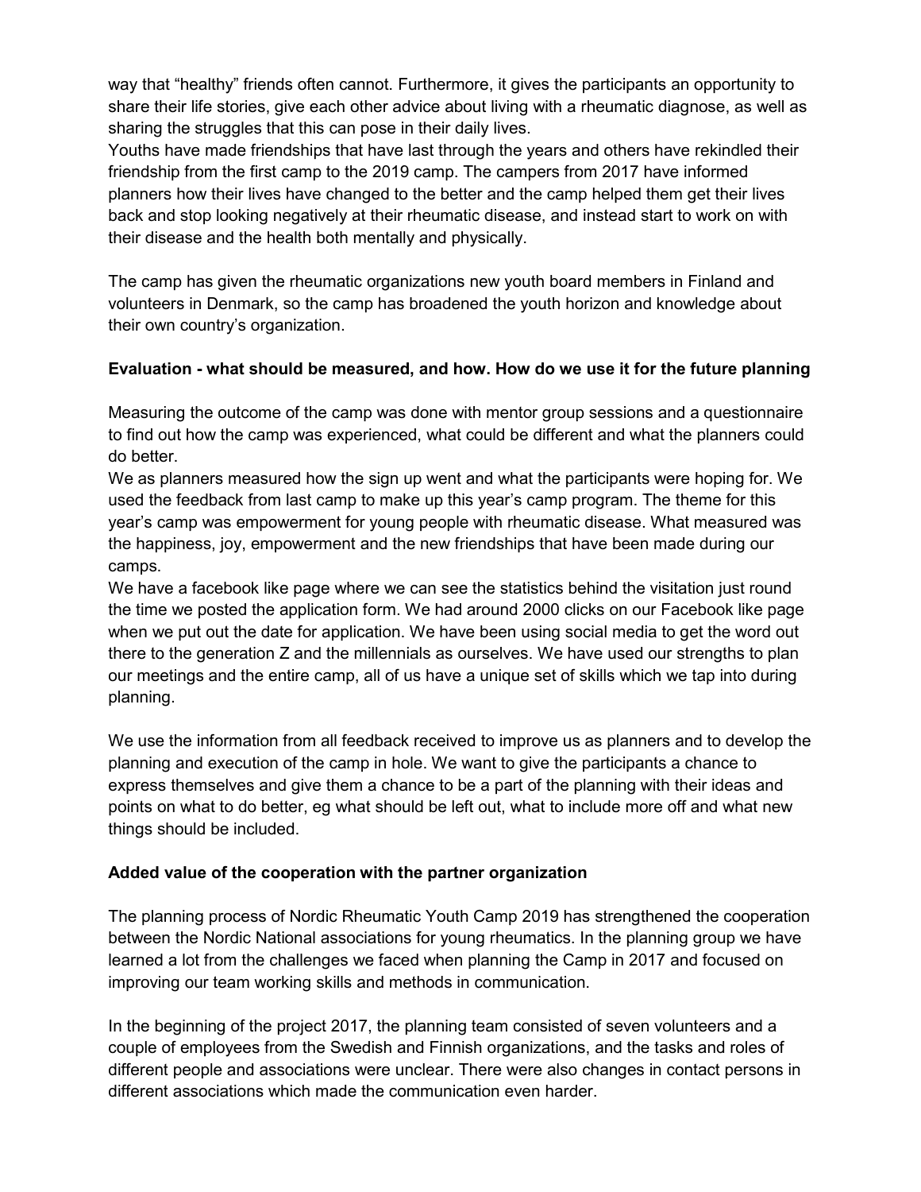way that "healthy" friends often cannot. Furthermore, it gives the participants an opportunity to share their life stories, give each other advice about living with a rheumatic diagnose, as well as sharing the struggles that this can pose in their daily lives.
Youths have made friendships that have last through the years and others have rekindled their friendship from the first camp to the 2019 camp. The campers from 2017 have informed planners how their lives have changed to the better and the camp helped them get their lives back and stop looking negatively at their rheumatic disease, and instead start to work on with their disease and the health both mentally and physically.

The camp has given the rheumatic organizations new youth board members in Finland and volunteers in Denmark, so the camp has broadened the youth horizon and knowledge about their own country's organization.

**Evaluation - what should be measured, and how. How do we use it for the future planning**

Measuring the outcome of the camp was done with mentor group sessions and a questionnaire to find out how the camp was experienced, what could be different and what the planners could do better.
We as planners measured how the sign up went and what the participants were hoping for. We used the feedback from last camp to make up this year's camp program. The theme for this year's camp was empowerment for young people with rheumatic disease. What measured was the happiness, joy, empowerment and the new friendships that have been made during our camps.
We have a facebook like page where we can see the statistics behind the visitation just round the time we posted the application form. We had around 2000 clicks on our Facebook like page when we put out the date for application. We have been using social media to get the word out there to the generation Z and the millennials as ourselves. We have used our strengths to plan our meetings and the entire camp, all of us have a unique set of skills which we tap into during planning.

We use the information from all feedback received to improve us as planners and to develop the planning and execution of the camp in hole. We want to give the participants a chance to express themselves and give them a chance to be a part of the planning with their ideas and points on what to do better, eg what should be left out, what to include more off and what new things should be included.

**Added value of the cooperation with the partner organization**

The planning process of Nordic Rheumatic Youth Camp 2019 has strengthened the cooperation between the Nordic National associations for young rheumatics. In the planning group we have learned a lot from the challenges we faced when planning the Camp in 2017 and focused on improving our team working skills and methods in communication.

In the beginning of the project 2017, the planning team consisted of seven volunteers and a couple of employees from the Swedish and Finnish organizations, and the tasks and roles of different people and associations were unclear. There were also changes in contact persons in different associations which made the communication even harder.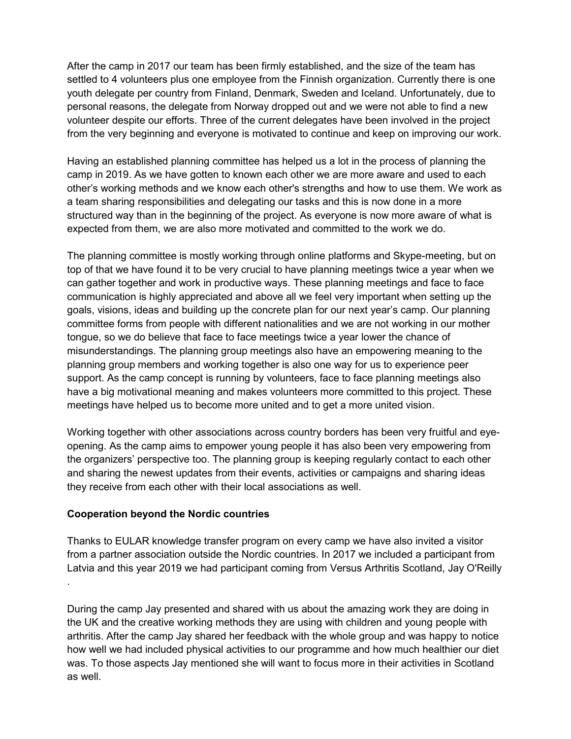After the camp in 2017 our team has been firmly established, and the size of the team has settled to 4 volunteers plus one employee from the Finnish organization. Currently there is one youth delegate per country from Finland, Denmark, Sweden and Iceland. Unfortunately, due to personal reasons, the delegate from Norway dropped out and we were not able to find a new volunteer despite our efforts. Three of the current delegates have been involved in the project from the very beginning and everyone is motivated to continue and keep on improving our work.

Having an established planning committee has helped us a lot in the process of planning the camp in 2019. As we have gotten to known each other we are more aware and used to each other's working methods and we know each other's strengths and how to use them. We work as a team sharing responsibilities and delegating our tasks and this is now done in a more structured way than in the beginning of the project. As everyone is now more aware of what is expected from them, we are also more motivated and committed to the work we do.

The planning committee is mostly working through online platforms and Skype-meeting, but on top of that we have found it to be very crucial to have planning meetings twice a year when we can gather together and work in productive ways. These planning meetings and face to face communication is highly appreciated and above all we feel very important when setting up the goals, visions, ideas and building up the concrete plan for our next year's camp. Our planning committee forms from people with different nationalities and we are not working in our mother tongue, so we do believe that face to face meetings twice a year lower the chance of misunderstandings. The planning group meetings also have an empowering meaning to the planning group members and working together is also one way for us to experience peer support. As the camp concept is running by volunteers, face to face planning meetings also have a big motivational meaning and makes volunteers more committed to this project. These meetings have helped us to become more united and to get a more united vision.

Working together with other associations across country borders has been very fruitful and eye-opening. As the camp aims to empower young people it has also been very empowering from the organizers' perspective too. The planning group is keeping regularly contact to each other and sharing the newest updates from their events, activities or campaigns and sharing ideas they receive from each other with their local associations as well.

**Cooperation beyond the Nordic countries**

Thanks to EULAR knowledge transfer program on every camp we have also invited a visitor from a partner association outside the Nordic countries. In 2017 we included a participant from Latvia and this year 2019 we had participant coming from Versus Arthritis Scotland, Jay O'Reilly .

During the camp Jay presented and shared with us about the amazing work they are doing in the UK and the creative working methods they are using with children and young people with arthritis. After the camp Jay shared her feedback with the whole group and was happy to notice how well we had included physical activities to our programme and how much healthier our diet was. To those aspects Jay mentioned she will want to focus more in their activities in Scotland as well.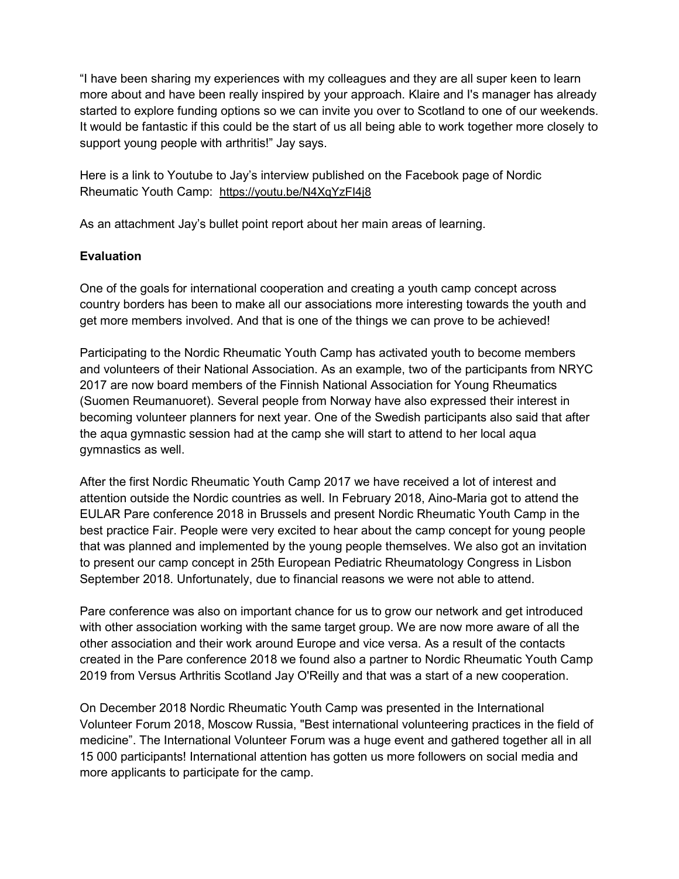"I have been sharing my experiences with my colleagues and they are all super keen to learn more about and have been really inspired by your approach. Klaire and I's manager has already started to explore funding options so we can invite you over to Scotland to one of our weekends. It would be fantastic if this could be the start of us all being able to work together more closely to support young people with arthritis!" Jay says.

Here is a link to Youtube to Jay's interview published on the Facebook page of Nordic Rheumatic Youth Camp: https://youtu.be/N4XqYzFI4j8

As an attachment Jay's bullet point report about her main areas of learning.

**Evaluation**

One of the goals for international cooperation and creating a youth camp concept across country borders has been to make all our associations more interesting towards the youth and get more members involved. And that is one of the things we can prove to be achieved!

Participating to the Nordic Rheumatic Youth Camp has activated youth to become members and volunteers of their National Association. As an example, two of the participants from NRYC 2017 are now board members of the Finnish National Association for Young Rheumatics (Suomen Reumanuoret). Several people from Norway have also expressed their interest in becoming volunteer planners for next year. One of the Swedish participants also said that after the aqua gymnastic session had at the camp she will start to attend to her local aqua gymnastics as well.

After the first Nordic Rheumatic Youth Camp 2017 we have received a lot of interest and attention outside the Nordic countries as well. In February 2018, Aino-Maria got to attend the EULAR Pare conference 2018 in Brussels and present Nordic Rheumatic Youth Camp in the best practice Fair. People were very excited to hear about the camp concept for young people that was planned and implemented by the young people themselves. We also got an invitation to present our camp concept in 25th European Pediatric Rheumatology Congress in Lisbon September 2018. Unfortunately, due to financial reasons we were not able to attend.

Pare conference was also on important chance for us to grow our network and get introduced with other association working with the same target group. We are now more aware of all the other association and their work around Europe and vice versa. As a result of the contacts created in the Pare conference 2018 we found also a partner to Nordic Rheumatic Youth Camp 2019 from Versus Arthritis Scotland Jay O'Reilly and that was a start of a new cooperation.

On December 2018 Nordic Rheumatic Youth Camp was presented in the International Volunteer Forum 2018, Moscow Russia, "Best international volunteering practices in the field of medicine". The International Volunteer Forum was a huge event and gathered together all in all 15 000 participants! International attention has gotten us more followers on social media and more applicants to participate for the camp.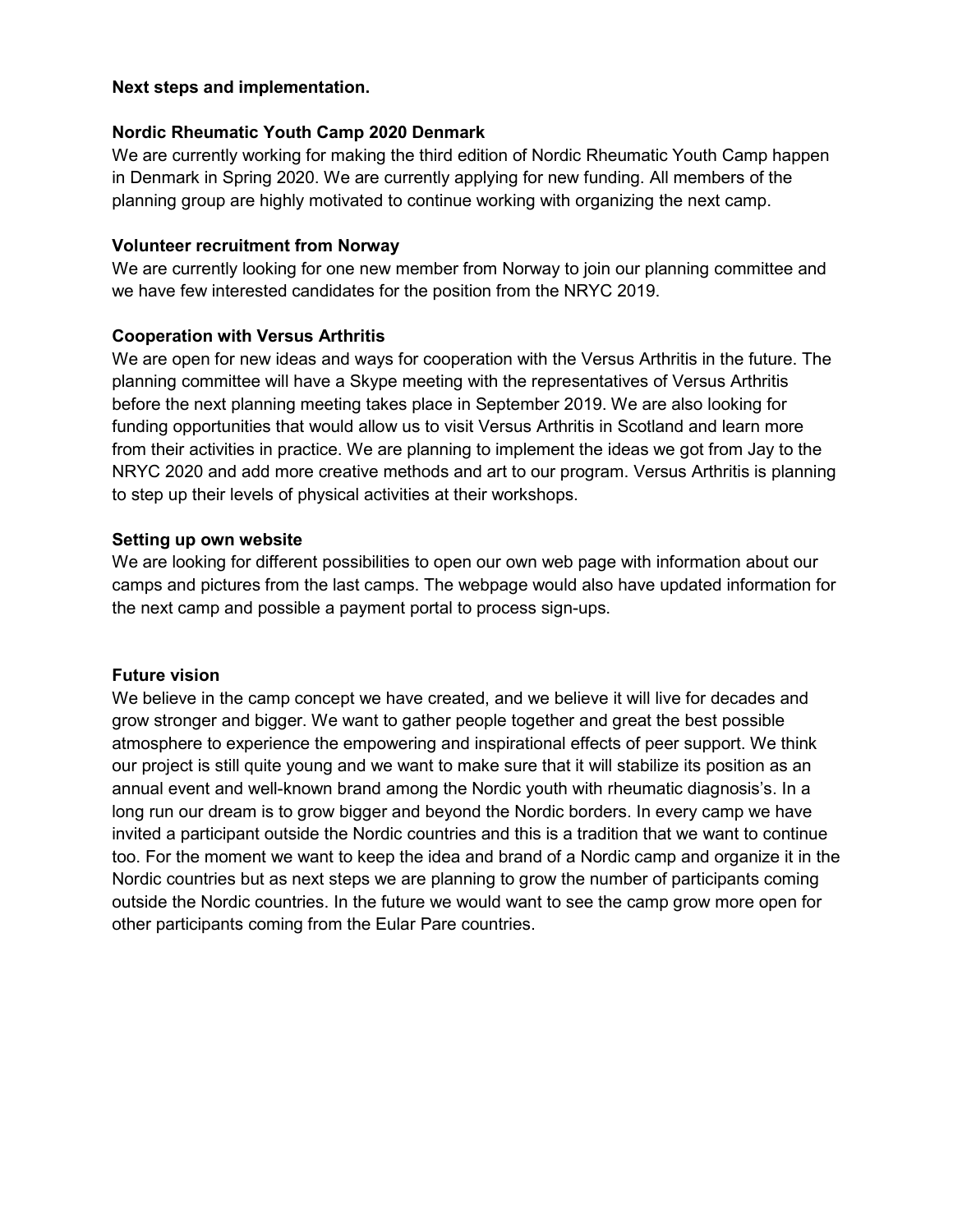**Next steps and implementation.**

**Nordic Rheumatic Youth Camp 2020 Denmark**

We are currently working for making the third edition of Nordic Rheumatic Youth Camp happen in Denmark in Spring 2020. We are currently applying for new funding. All members of the planning group are highly motivated to continue working with organizing the next camp.

**Volunteer recruitment from Norway**

We are currently looking for one new member from Norway to join our planning committee and we have few interested candidates for the position from the NRYC 2019.

**Cooperation with Versus Arthritis**

We are open for new ideas and ways for cooperation with the Versus Arthritis in the future. The planning committee will have a Skype meeting with the representatives of Versus Arthritis before the next planning meeting takes place in September 2019. We are also looking for funding opportunities that would allow us to visit Versus Arthritis in Scotland and learn more from their activities in practice. We are planning to implement the ideas we got from Jay to the NRYC 2020 and add more creative methods and art to our program. Versus Arthritis is planning to step up their levels of physical activities at their workshops.

**Setting up own website**

We are looking for different possibilities to open our own web page with information about our camps and pictures from the last camps. The webpage would also have updated information for the next camp and possible a payment portal to process sign-ups.

**Future vision**

We believe in the camp concept we have created, and we believe it will live for decades and grow stronger and bigger. We want to gather people together and great the best possible atmosphere to experience the empowering and inspirational effects of peer support. We think our project is still quite young and we want to make sure that it will stabilize its position as an annual event and well-known brand among the Nordic youth with rheumatic diagnosis's. In a long run our dream is to grow bigger and beyond the Nordic borders. In every camp we have invited a participant outside the Nordic countries and this is a tradition that we want to continue too. For the moment we want to keep the idea and brand of a Nordic camp and organize it in the Nordic countries but as next steps we are planning to grow the number of participants coming outside the Nordic countries. In the future we would want to see the camp grow more open for other participants coming from the Eular Pare countries.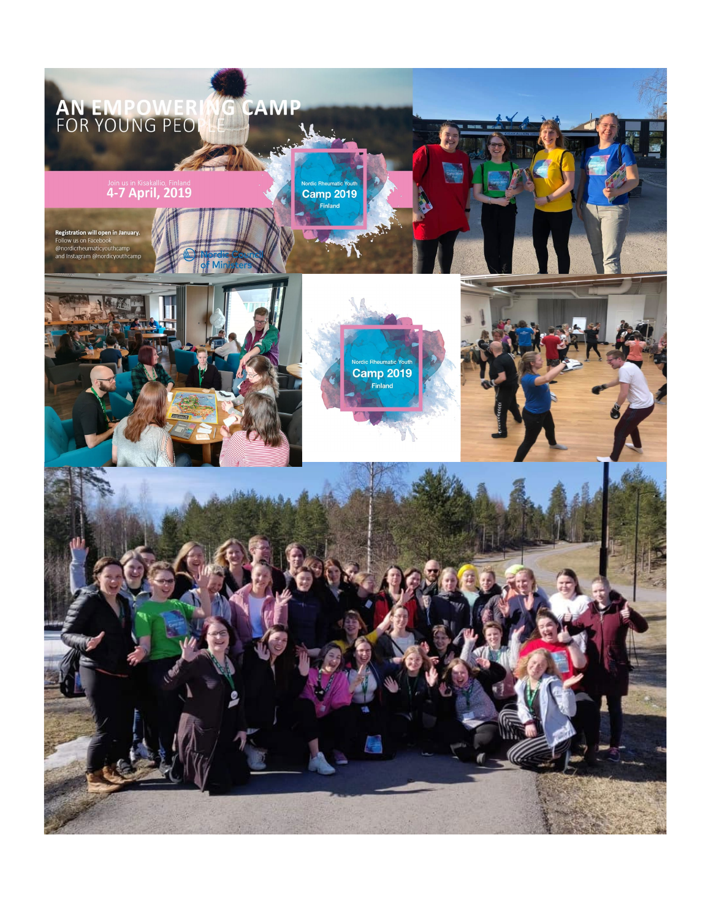AN EMPOWERING CAMP
FOR YOUNG PEOPLE

Join us in Kisakallio, Finland
**4-7 April, 2019**

Nordic Rheumatic Youth
**Camp 2019**
Finland

**Registration will open in January.**
Follow us on Facebook
@nordicrheumaticyouthcamp
and Instagram @nordicyouthcamp

Nordic Council of Ministers

Nordic Rheumatic Youth
**Camp 2019**
Finland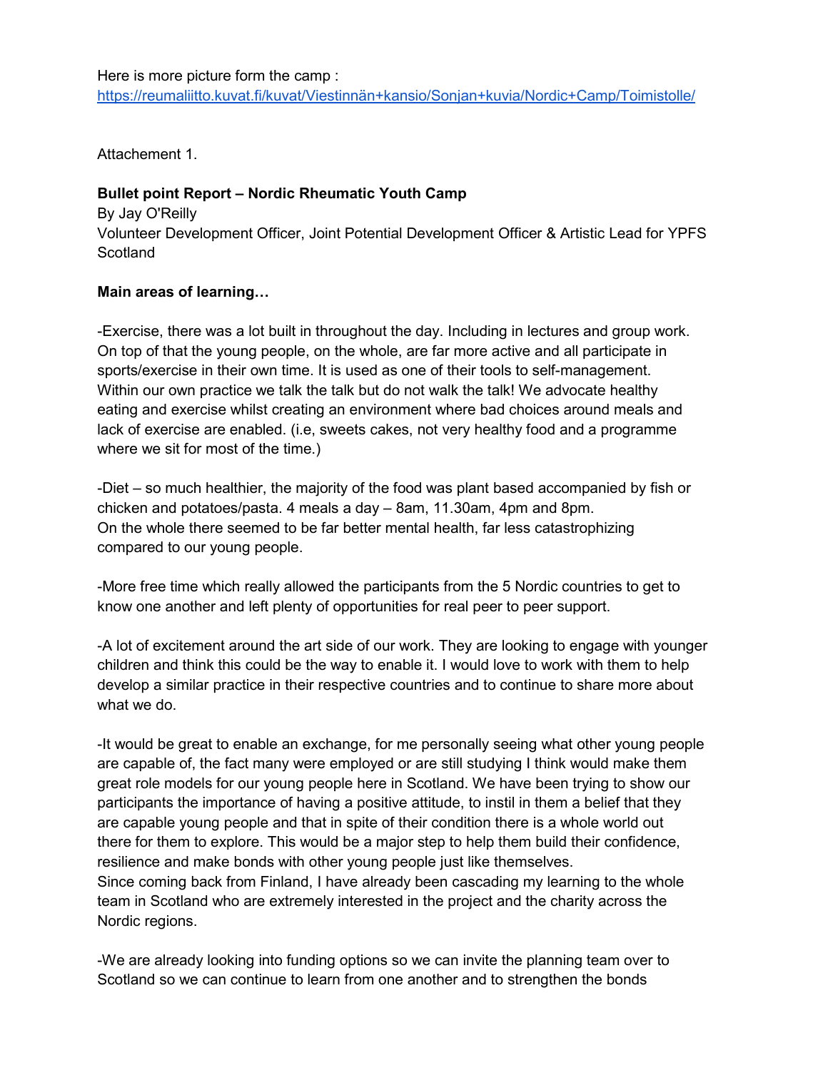Here is more picture form the camp :
https://reumaliitto.kuvat.fi/kuvat/Viestinnän+kansio/Sonjan+kuvia/Nordic+Camp/Toimistolle/

Attachement 1.

**Bullet point Report – Nordic Rheumatic Youth Camp**
By Jay O'Reilly
Volunteer Development Officer, Joint Potential Development Officer & Artistic Lead for YPFS Scotland

**Main areas of learning…**

-Exercise, there was a lot built in throughout the day. Including in lectures and group work. On top of that the young people, on the whole, are far more active and all participate in sports/exercise in their own time. It is used as one of their tools to self-management. Within our own practice we talk the talk but do not walk the talk! We advocate healthy eating and exercise whilst creating an environment where bad choices around meals and lack of exercise are enabled. (i.e, sweets cakes, not very healthy food and a programme where we sit for most of the time.)

-Diet – so much healthier, the majority of the food was plant based accompanied by fish or chicken and potatoes/pasta. 4 meals a day – 8am, 11.30am, 4pm and 8pm.
On the whole there seemed to be far better mental health, far less catastrophizing compared to our young people.

-More free time which really allowed the participants from the 5 Nordic countries to get to know one another and left plenty of opportunities for real peer to peer support.

-A lot of excitement around the art side of our work. They are looking to engage with younger children and think this could be the way to enable it. I would love to work with them to help develop a similar practice in their respective countries and to continue to share more about what we do.

-It would be great to enable an exchange, for me personally seeing what other young people are capable of, the fact many were employed or are still studying I think would make them great role models for our young people here in Scotland. We have been trying to show our participants the importance of having a positive attitude, to instil in them a belief that they are capable young people and that in spite of their condition there is a whole world out there for them to explore. This would be a major step to help them build their confidence, resilience and make bonds with other young people just like themselves.
Since coming back from Finland, I have already been cascading my learning to the whole team in Scotland who are extremely interested in the project and the charity across the Nordic regions.

-We are already looking into funding options so we can invite the planning team over to Scotland so we can continue to learn from one another and to strengthen the bonds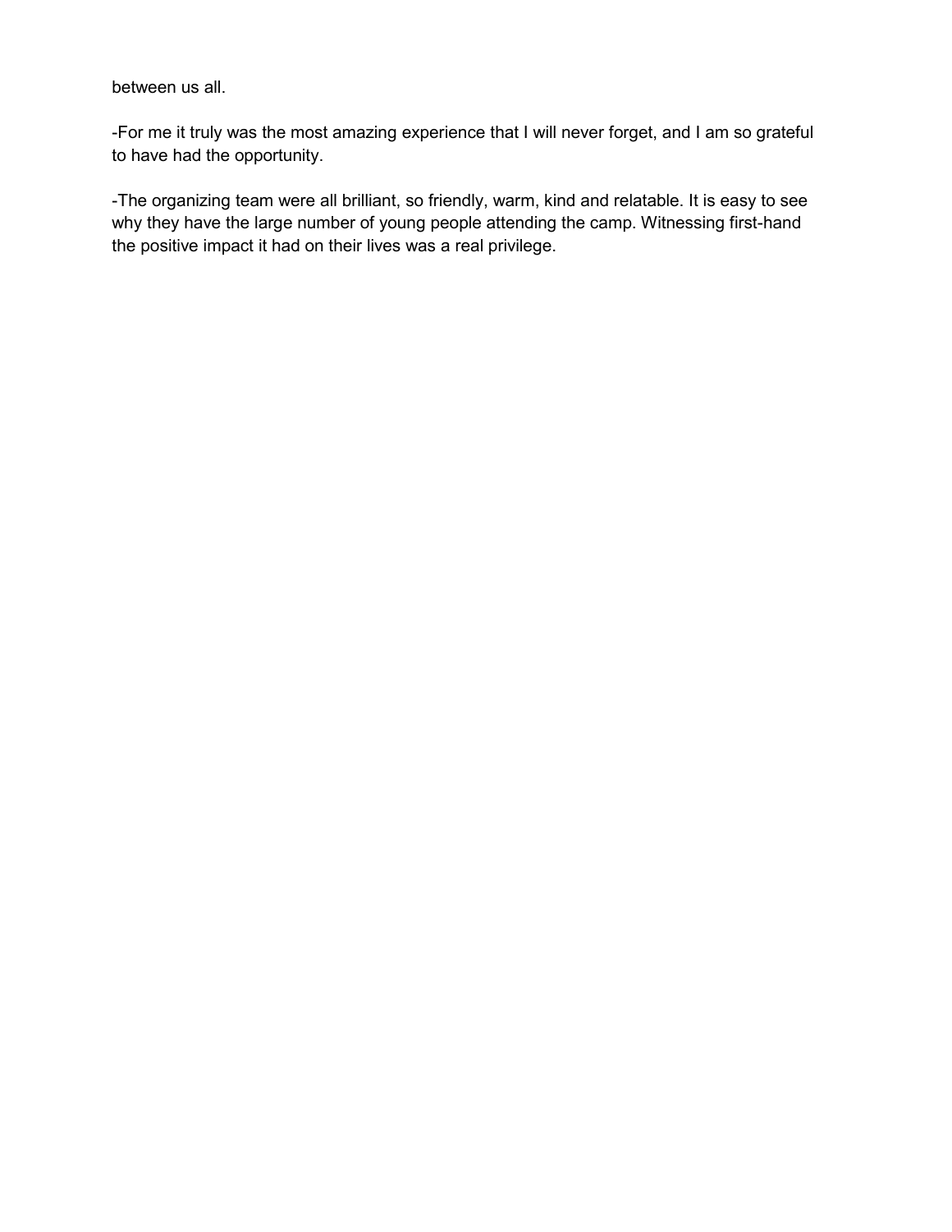between us all.

-For me it truly was the most amazing experience that I will never forget, and I am so grateful to have had the opportunity.

-The organizing team were all brilliant, so friendly, warm, kind and relatable. It is easy to see why they have the large number of young people attending the camp. Witnessing first-hand the positive impact it had on their lives was a real privilege.